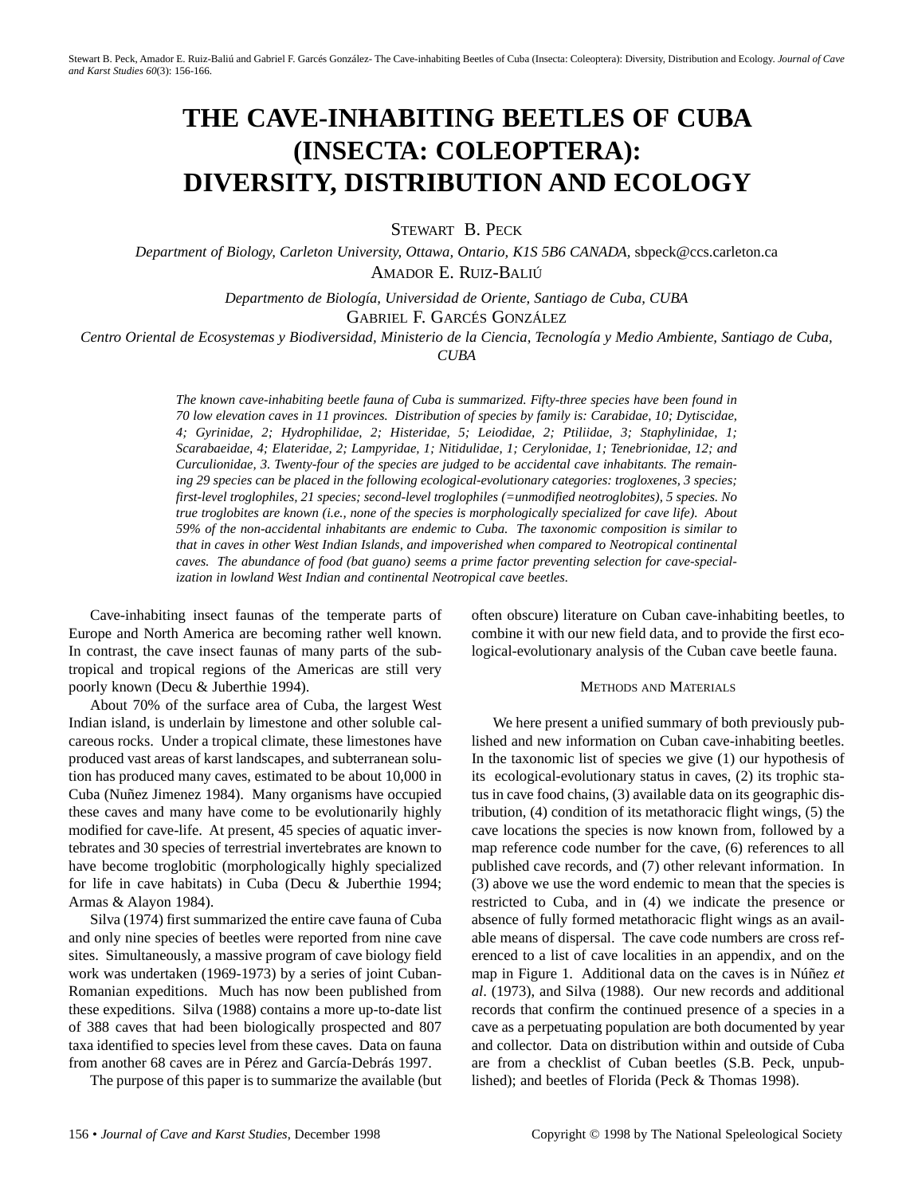# THE CAVE-INHABITING BEETLES OF CUBA (INSECTA: COLEOPTERA): DIVERSITY, DISTRIBUTION AND ECOLOGY

STEWART B. PECK

*Department of Biology, Carleton University, Ottawa, Ontario, K1S 5B6 CANADA,* sbpeck@ccs.carleton.ca

AMADOR E. RUIZ-BALIÚ

*Departmento de Biología, Universidad de Oriente, Santiago de Cuba, CUBA*

GABRIEL F. GARCÉS GONZÁLEZ

*Centro Oriental de Ecosystemas y Biodiversidad, Ministerio de la Ciencia, Tecnología y Medio Ambiente, Santiago de Cuba, CUBA*

*The known cave-inhabiting beetle fauna of Cuba is summarized. Fifty-three species have been found in 70 low elevation caves in 11 provinces. Distribution of species by family is: Carabidae, 10; Dytiscidae, 4; Gyrinidae, 2; Hydrophilidae, 2; Histeridae, 5; Leiodidae, 2; Ptiliidae, 3; Staphylinidae, 1; Scarabaeidae, 4; Elateridae, 2; Lampyridae, 1; Nitidulidae, 1; Cerylonidae, 1; Tenebrionidae, 12; and Curculionidae, 3. Twenty-four of the species are judged to be accidental cave inhabitants. The remaining 29 species can be placed in the following ecological-evolutionary categories: trogloxenes, 3 species; first-level troglophiles, 21 species; second-level troglophiles (=unmodified neotroglobites), 5 species. No true troglobites are known (i.e., none of the species is morphologically specialized for cave life). About 59% of the non-accidental inhabitants are endemic to Cuba. The taxonomic composition is similar to that in caves in other West Indian Islands, and impoverished when compared to Neotropical continental caves. The abundance of food (bat guano) seems a prime factor preventing selection for cave-specialization in lowland West Indian and continental Neotropical cave beetles.*

Cave-inhabiting insect faunas of the temperate parts of Europe and North America are becoming rather well known. In contrast, the cave insect faunas of many parts of the subtropical and tropical regions of the Americas are still very poorly known (Decu & Juberthie 1994).

About 70% of the surface area of Cuba, the largest West Indian island, is underlain by limestone and other soluble calcareous rocks. Under a tropical climate, these limestones have produced vast areas of karst landscapes, and subterranean solution has produced many caves, estimated to be about 10,000 in Cuba (Nuñez Jimenez 1984). Many organisms have occupied these caves and many have come to be evolutionarily highly modified for cave-life. At present, 45 species of aquatic invertebrates and 30 species of terrestrial invertebrates are known to have become troglobitic (morphologically highly specialized for life in cave habitats) in Cuba (Decu & Juberthie 1994; Armas & Alayon 1984).

Silva (1974) first summarized the entire cave fauna of Cuba and only nine species of beetles were reported from nine cave sites. Simultaneously, a massive program of cave biology field work was undertaken (1969-1973) by a series of joint Cuban-Romanian expeditions. Much has now been published from these expeditions. Silva (1988) contains a more up-to-date list of 388 caves that had been biologically prospected and 807 taxa identified to species level from these caves. Data on fauna from another 68 caves are in Pérez and García-Debrás 1997.

The purpose of this paper is to summarize the available (but often obscure) literature on Cuban cave-inhabiting beetles, to combine it with our new field data, and to provide the first ecological-evolutionary analysis of the Cuban cave beetle fauna.

## METHODS AND MATERIALS

We here present a unified summary of both previously published and new information on Cuban cave-inhabiting beetles. In the taxonomic list of species we give (1) our hypothesis of its ecological-evolutionary status in caves, (2) its trophic status in cave food chains, (3) available data on its geographic distribution, (4) condition of its metathoracic flight wings, (5) the cave locations the species is now known from, followed by a map reference code number for the cave, (6) references to all published cave records, and (7) other relevant information. In (3) above we use the word endemic to mean that the species is restricted to Cuba, and in (4) we indicate the presence or absence of fully formed metathoracic flight wings as an available means of dispersal. The cave code numbers are cross referenced to a list of cave localities in an appendix, and on the map in Figure 1. Additional data on the caves is in Núñez *et al*. (1973), and Silva (1988). Our new records and additional records that confirm the continued presence of a species in a cave as a perpetuating population are both documented by year and collector. Data on distribution within and outside of Cuba are from a checklist of Cuban beetles (S.B. Peck, unpublished); and beetles of Florida (Peck & Thomas 1998).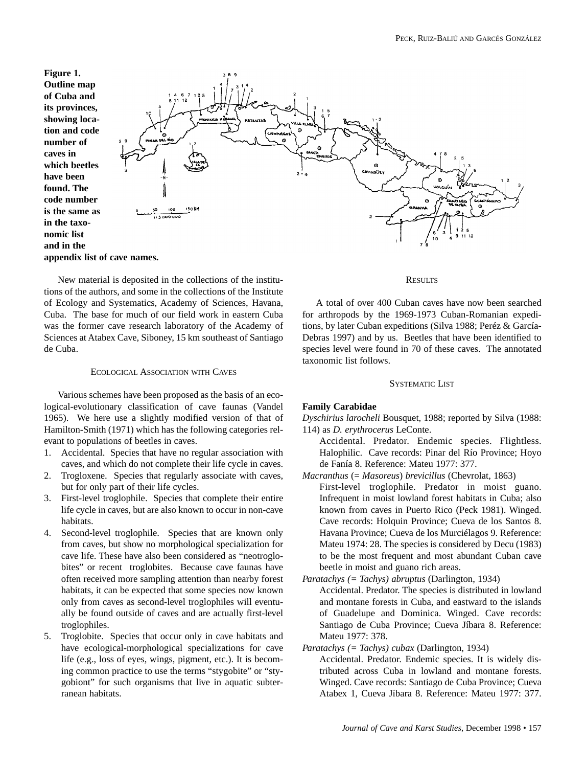**Figure 1. Outline map of Cuba and its provinces, showing location and code number of caves in which beetles have been found. The code number is the same as in the taxonomic list and in the appendix list of cave names.**

New material is deposited in the collections of the institutions of the authors, and some in the collections of the Institute of Ecology and Systematics, Academy of Sciences, Havana, Cuba. The base for much of our field work in eastern Cuba was the former cave research laboratory of the Academy of Sciences at Atabex Cave, Siboney, 15 km southeast of Santiago de Cuba.

## Ecological Association with Caves

Various schemes have been proposed as the basis of an ecological-evolutionary classification of cave faunas (Vandel 1965). We here use a slightly modified version of that of Hamilton-Smith (1971) which has the following categories relevant to populations of beetles in caves.

1. Accidental. Species that have no regular association with caves, and which do not complete their life cycle in caves.
2. Trogloxene. Species that regularly associate with caves, but for only part of their life cycles.
3. First-level troglophile. Species that complete their entire life cycle in caves, but are also known to occur in non-cave habitats.
4. Second-level troglophile. Species that are known only from caves, but show no morphological specialization for cave life. These have also been considered as "neotroglobites" or recent troglobites. Because cave faunas have often received more sampling attention than nearby forest habitats, it can be expected that some species now known only from caves as second-level troglophiles will eventually be found outside of caves and are actually first-level troglophiles.
5. Troglobite. Species that occur only in cave habitats and have ecological-morphological specializations for cave life (e.g., loss of eyes, wings, pigment, etc.). It is becoming common practice to use the terms "stygobite" or "stygobiont" for such organisms that live in aquatic subterranean habitats.

## Results

A total of over 400 Cuban caves have now been searched for arthropods by the 1969-1973 Cuban-Romanian expeditions, by later Cuban expeditions (Silva 1988; Peréz & García-Debras 1997) and by us. Beetles that have been identified to species level were found in 70 of these caves. The annotated taxonomic list follows.

## Systematic List

**Family Carabidae**

*Dyschirius larocheli* Bousquet, 1988; reported by Silva (1988: 114) as *D. erythrocerus* LeConte.

Accidental. Predator. Endemic species. Flightless. Halophilic. Cave records: Pinar del Río Province; Hoyo de Fanía 8. Reference: Mateu 1977: 377.

*Macranthus* (= *Masoreus*) *brevicillus* (Chevrolat, 1863)

First-level troglophile. Predator in moist guano. Infrequent in moist lowland forest habitats in Cuba; also known from caves in Puerto Rico (Peck 1981). Winged. Cave records: Holquin Province; Cueva de los Santos 8. Havana Province; Cueva de los Murciélagos 9. Reference: Mateu 1974: 28. The species is considered by Decu (1983) to be the most frequent and most abundant Cuban cave beetle in moist and guano rich areas.

*Paratachys (= Tachys) abruptus* (Darlington, 1934)

Accidental. Predator. The species is distributed in lowland and montane forests in Cuba, and eastward to the islands of Guadelupe and Dominica. Winged. Cave records: Santiago de Cuba Province; Cueva Jíbara 8. Reference: Mateu 1977: 378.

*Paratachys (= Tachys) cubax* (Darlington, 1934)

Accidental. Predator. Endemic species. It is widely distributed across Cuba in lowland and montane forests. Winged. Cave records: Santiago de Cuba Province; Cueva Atabex 1, Cueva Jíbara 8. Reference: Mateu 1977: 377.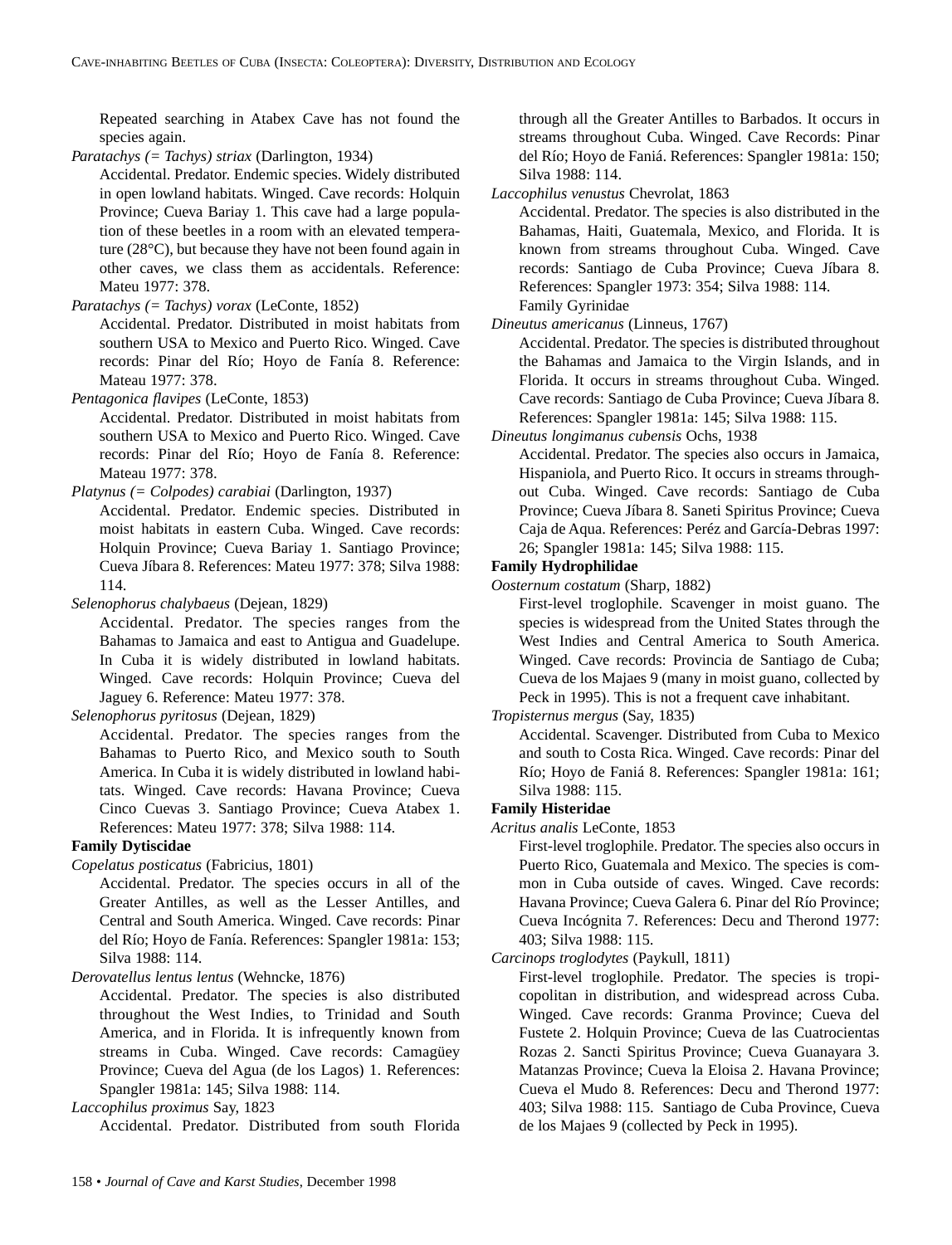Repeated searching in Atabex Cave has not found the species again.

*Paratachys (= Tachys) striax* (Darlington, 1934)

Accidental. Predator. Endemic species. Widely distributed in open lowland habitats. Winged. Cave records: Holquin Province; Cueva Bariay 1. This cave had a large population of these beetles in a room with an elevated temperature (28°C), but because they have not been found again in other caves, we class them as accidentals. Reference: Mateu 1977: 378.

*Paratachys (= Tachys) vorax* (LeConte, 1852)

Accidental. Predator. Distributed in moist habitats from southern USA to Mexico and Puerto Rico. Winged. Cave records: Pinar del Río; Hoyo de Fanía 8. Reference: Mateau 1977: 378.

*Pentagonica flavipes* (LeConte, 1853)

Accidental. Predator. Distributed in moist habitats from southern USA to Mexico and Puerto Rico. Winged. Cave records: Pinar del Río; Hoyo de Fanía 8. Reference: Mateau 1977: 378.

*Platynus (= Colpodes) carabiai* (Darlington, 1937)

Accidental. Predator. Endemic species. Distributed in moist habitats in eastern Cuba. Winged. Cave records: Holquin Province; Cueva Bariay 1. Santiago Province; Cueva Jíbara 8. References: Mateu 1977: 378; Silva 1988: 114.

*Selenophorus chalybaeus* (Dejean, 1829)

Accidental. Predator. The species ranges from the Bahamas to Jamaica and east to Antigua and Guadelupe. In Cuba it is widely distributed in lowland habitats. Winged. Cave records: Holquin Province; Cueva del Jaguey 6. Reference: Mateu 1977: 378.

*Selenophorus pyritosus* (Dejean, 1829)

Accidental. Predator. The species ranges from the Bahamas to Puerto Rico, and Mexico south to South America. In Cuba it is widely distributed in lowland habitats. Winged. Cave records: Havana Province; Cueva Cinco Cuevas 3. Santiago Province; Cueva Atabex 1. References: Mateu 1977: 378; Silva 1988: 114.

**Family Dytiscidae**

*Copelatus posticatus* (Fabricius, 1801)

Accidental. Predator. The species occurs in all of the Greater Antilles, as well as the Lesser Antilles, and Central and South America. Winged. Cave records: Pinar del Río; Hoyo de Fanía. References: Spangler 1981a: 153; Silva 1988: 114.

*Derovatellus lentus lentus* (Wehncke, 1876)

Accidental. Predator. The species is also distributed throughout the West Indies, to Trinidad and South America, and in Florida. It is infrequently known from streams in Cuba. Winged. Cave records: Camagüey Province; Cueva del Agua (de los Lagos) 1. References: Spangler 1981a: 145; Silva 1988: 114.

*Laccophilus proximus* Say, 1823

Accidental. Predator. Distributed from south Florida through all the Greater Antilles to Barbados. It occurs in streams throughout Cuba. Winged. Cave Records: Pinar del Río; Hoyo de Faniá. References: Spangler 1981a: 150; Silva 1988: 114.

*Laccophilus venustus* Chevrolat, 1863

Accidental. Predator. The species is also distributed in the Bahamas, Haiti, Guatemala, Mexico, and Florida. It is known from streams throughout Cuba. Winged. Cave records: Santiago de Cuba Province; Cueva Jíbara 8. References: Spangler 1973: 354; Silva 1988: 114.

Family Gyrinidae

*Dineutus americanus* (Linneus, 1767)

Accidental. Predator. The species is distributed throughout the Bahamas and Jamaica to the Virgin Islands, and in Florida. It occurs in streams throughout Cuba. Winged. Cave records: Santiago de Cuba Province; Cueva Jíbara 8. References: Spangler 1981a: 145; Silva 1988: 115.

*Dineutus longimanus cubensis* Ochs, 1938

Accidental. Predator. The species also occurs in Jamaica, Hispaniola, and Puerto Rico. It occurs in streams throughout Cuba. Winged. Cave records: Santiago de Cuba Province; Cueva Jíbara 8. Saneti Spiritus Province; Cueva Caja de Aqua. References: Peréz and García-Debras 1997: 26; Spangler 1981a: 145; Silva 1988: 115.

**Family Hydrophilidae**

*Oosternum costatum* (Sharp, 1882)

First-level troglophile. Scavenger in moist guano. The species is widespread from the United States through the West Indies and Central America to South America. Winged. Cave records: Provincia de Santiago de Cuba; Cueva de los Majaes 9 (many in moist guano, collected by Peck in 1995). This is not a frequent cave inhabitant.

*Tropisternus mergus* (Say, 1835)

Accidental. Scavenger. Distributed from Cuba to Mexico and south to Costa Rica. Winged. Cave records: Pinar del Río; Hoyo de Faniá 8. References: Spangler 1981a: 161; Silva 1988: 115.

**Family Histeridae**

*Acritus analis* LeConte, 1853

First-level troglophile. Predator. The species also occurs in Puerto Rico, Guatemala and Mexico. The species is common in Cuba outside of caves. Winged. Cave records: Havana Province; Cueva Galera 6. Pinar del Río Province; Cueva Incógnita 7. References: Decu and Therond 1977: 403; Silva 1988: 115.

*Carcinops troglodytes* (Paykull, 1811)

First-level troglophile. Predator. The species is tropicopolitan in distribution, and widespread across Cuba. Winged. Cave records: Granma Province; Cueva del Fustete 2. Holquin Province; Cueva de las Cuatrocientas Rozas 2. Sancti Spiritus Province; Cueva Guanayara 3. Matanzas Province; Cueva la Eloisa 2. Havana Province; Cueva el Mudo 8. References: Decu and Therond 1977: 403; Silva 1988: 115. Santiago de Cuba Province, Cueva de los Majaes 9 (collected by Peck in 1995).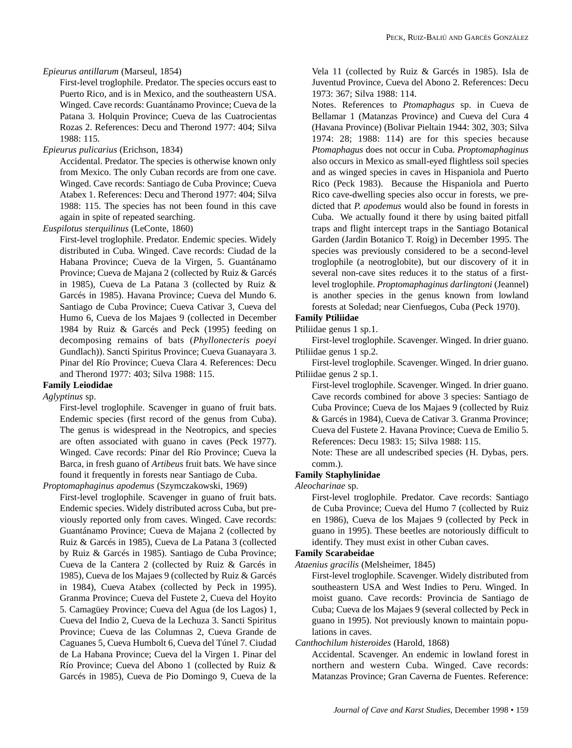*Epieurus antillarum* (Marseul, 1854)

First-level troglophile. Predator. The species occurs east to Puerto Rico, and is in Mexico, and the southeastern USA. Winged. Cave records: Guantánamo Province; Cueva de la Patana 3. Holquin Province; Cueva de las Cuatrocientas Rozas 2. References: Decu and Therond 1977: 404; Silva 1988: 115.

*Epieurus pulicarius* (Erichson, 1834)

Accidental. Predator. The species is otherwise known only from Mexico. The only Cuban records are from one cave. Winged. Cave records: Santiago de Cuba Province; Cueva Atabex 1. References: Decu and Therond 1977: 404; Silva 1988: 115. The species has not been found in this cave again in spite of repeated searching.

*Euspilotus sterquilinus* (LeConte, 1860)

First-level troglophile. Predator. Endemic species. Widely distributed in Cuba. Winged. Cave records: Ciudad de la Habana Province; Cueva de la Virgen, 5. Guantánamo Province; Cueva de Majana 2 (collected by Ruiz & Garcés in 1985), Cueva de La Patana 3 (collected by Ruiz & Garcés in 1985). Havana Province; Cueva del Mundo 6. Santiago de Cuba Province; Cueva Cativar 3, Cueva del Humo 6, Cueva de los Majaes 9 (collected in December 1984 by Ruiz & Garcés and Peck (1995) feeding on decomposing remains of bats (*Phyllonecteris poeyi* Gundlach)). Sancti Spiritus Province; Cueva Guanayara 3. Pinar del Río Province; Cueva Clara 4. References: Decu and Therond 1977: 403; Silva 1988: 115.

**Family Leiodidae**

*Aglyptinus* sp.

First-level troglophile. Scavenger in guano of fruit bats. Endemic species (first record of the genus from Cuba). The genus is widespread in the Neotropics, and species are often associated with guano in caves (Peck 1977). Winged. Cave records: Pinar del Río Province; Cueva la Barca, in fresh guano of *Artibeus* fruit bats. We have since found it frequently in forests near Santiago de Cuba.

*Proptomaphaginus apodemus* (Szymczakowski, 1969)

First-level troglophile. Scavenger in guano of fruit bats. Endemic species. Widely distributed across Cuba, but previously reported only from caves. Winged. Cave records: Guantánamo Province; Cueva de Majana 2 (collected by Ruiz & Garcés in 1985), Cueva de La Patana 3 (collected by Ruiz & Garcés in 1985). Santiago de Cuba Province; Cueva de la Cantera 2 (collected by Ruiz & Garcés in 1985), Cueva de los Majaes 9 (collected by Ruiz & Garcés in 1984), Cueva Atabex (collected by Peck in 1995). Granma Province; Cueva del Fustete 2, Cueva del Hoyito 5. Camagüey Province; Cueva del Agua (de los Lagos) 1, Cueva del Indio 2, Cueva de la Lechuza 3. Sancti Spiritus Province; Cueva de las Columnas 2, Cueva Grande de Caguanes 5, Cueva Humbolt 6, Cueva del Túnel 7. Ciudad de La Habana Province; Cueva del la Virgen 1. Pinar del Río Province; Cueva del Abono 1 (collected by Ruiz & Garcés in 1985), Cueva de Pio Domingo 9, Cueva de la Vela 11 (collected by Ruiz & Garcés in 1985). Isla de Juventud Province, Cueva del Abono 2. References: Decu 1973: 367; Silva 1988: 114.

Notes. References to *Ptomaphagus* sp. in Cueva de Bellamar 1 (Matanzas Province) and Cueva del Cura 4 (Havana Province) (Bolivar Pieltain 1944: 302, 303; Silva 1974: 28; 1988: 114) are for this species because *Ptomaphagus* does not occur in Cuba. *Proptomaphaginus* also occurs in Mexico as small-eyed flightless soil species and as winged species in caves in Hispaniola and Puerto Rico (Peck 1983). Because the Hispaniola and Puerto Rico cave-dwelling species also occur in forests, we predicted that *P. apodemus* would also be found in forests in Cuba. We actually found it there by using baited pitfall traps and flight intercept traps in the Santiago Botanical Garden (Jardin Botanico T. Roig) in December 1995. The species was previously considered to be a second-level troglophile (a neotroglobite), but our discovery of it in several non-cave sites reduces it to the status of a first-level troglophile. *Proptomaphaginus darlingtoni* (Jeannel) is another species in the genus known from lowland forests at Soledad; near Cienfuegos, Cuba (Peck 1970).

**Family Ptiliidae**

Ptiliidae genus 1 sp.1.

First-level troglophile. Scavenger. Winged. In drier guano.

Ptiliidae genus 1 sp.2.

First-level troglophile. Scavenger. Winged. In drier guano.

Ptiliidae genus 2 sp.1.

First-level troglophile. Scavenger. Winged. In drier guano. Cave records combined for above 3 species: Santiago de Cuba Province; Cueva de los Majaes 9 (collected by Ruiz & Garcés in 1984), Cueva de Cativar 3. Granma Province; Cueva del Fustete 2. Havana Province; Cueva de Emilio 5. References: Decu 1983: 15; Silva 1988: 115.

Note: These are all undescribed species (H. Dybas, pers. comm.).

**Family Staphylinidae**

*Aleocharinae* sp.

First-level troglophile. Predator. Cave records: Santiago de Cuba Province; Cueva del Humo 7 (collected by Ruiz en 1986), Cueva de los Majaes 9 (collected by Peck in guano in 1995). These beetles are notoriously difficult to identify. They must exist in other Cuban caves.

**Family Scarabeidae**

*Ataenius gracilis* (Melsheimer, 1845)

First-level troglophile. Scavenger. Widely distributed from southeastern USA and West Indies to Peru. Winged. In moist guano. Cave records: Provincia de Santiago de Cuba; Cueva de los Majaes 9 (several collected by Peck in guano in 1995). Not previously known to maintain populations in caves.

*Canthochilum histeroides* (Harold, 1868)

Accidental. Scavenger. An endemic in lowland forest in northern and western Cuba. Winged. Cave records: Matanzas Province; Gran Caverna de Fuentes. Reference: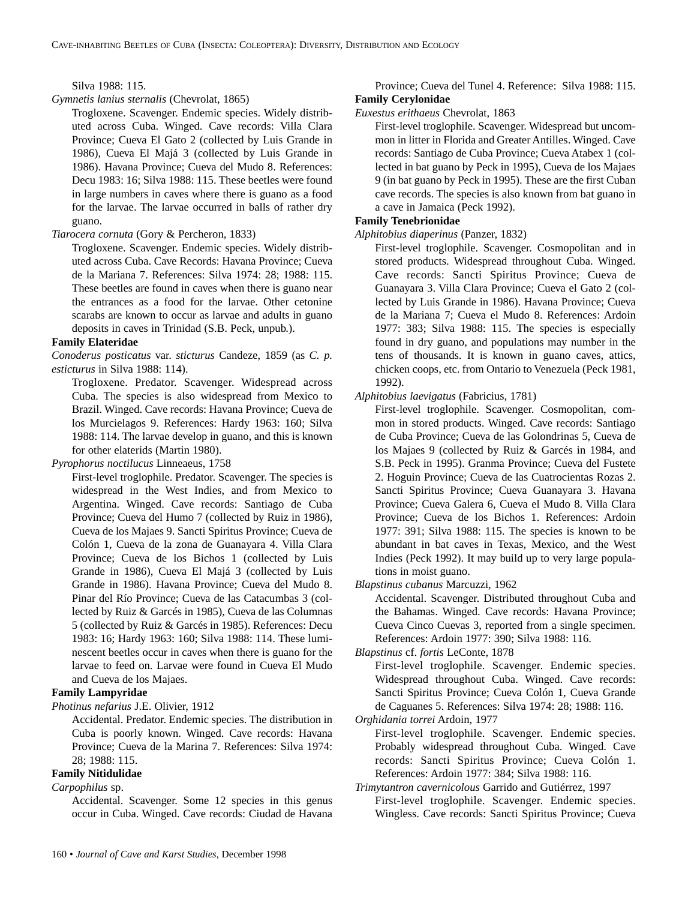Silva 1988: 115.

*Gymnetis lanius sternalis* (Chevrolat, 1865)

Trogloxene. Scavenger. Endemic species. Widely distributed across Cuba. Winged. Cave records: Villa Clara Province; Cueva El Gato 2 (collected by Luis Grande in 1986), Cueva El Majá 3 (collected by Luis Grande in 1986). Havana Province; Cueva del Mudo 8. References: Decu 1983: 16; Silva 1988: 115. These beetles were found in large numbers in caves where there is guano as a food for the larvae. The larvae occurred in balls of rather dry guano.

*Tiarocera cornuta* (Gory & Percheron, 1833)

Trogloxene. Scavenger. Endemic species. Widely distributed across Cuba. Cave Records: Havana Province; Cueva de la Mariana 7. References: Silva 1974: 28; 1988: 115. These beetles are found in caves when there is guano near the entrances as a food for the larvae. Other cetonine scarabs are known to occur as larvae and adults in guano deposits in caves in Trinidad (S.B. Peck, unpub.).

**Family Elateridae**

*Conoderus posticatus* var. *sticturus* Candeze, 1859 (as *C. p. esticturus* in Silva 1988: 114).

Trogloxene. Predator. Scavenger. Widespread across Cuba. The species is also widespread from Mexico to Brazil. Winged. Cave records: Havana Province; Cueva de los Murcielagos 9. References: Hardy 1963: 160; Silva 1988: 114. The larvae develop in guano, and this is known for other elaterids (Martin 1980).

*Pyrophorus noctilucus* Linneaeus, 1758

First-level troglophile. Predator. Scavenger. The species is widespread in the West Indies, and from Mexico to Argentina. Winged. Cave records: Santiago de Cuba Province; Cueva del Humo 7 (collected by Ruiz in 1986), Cueva de los Majaes 9. Sancti Spiritus Province; Cueva de Colón 1, Cueva de la zona de Guanayara 4. Villa Clara Province; Cueva de los Bichos 1 (collected by Luis Grande in 1986), Cueva El Majá 3 (collected by Luis Grande in 1986). Havana Province; Cueva del Mudo 8. Pinar del Río Province; Cueva de las Catacumbas 3 (collected by Ruiz & Garcés in 1985), Cueva de las Columnas 5 (collected by Ruiz & Garcés in 1985). References: Decu 1983: 16; Hardy 1963: 160; Silva 1988: 114. These luminescent beetles occur in caves when there is guano for the larvae to feed on. Larvae were found in Cueva El Mudo and Cueva de los Majaes.

**Family Lampyridae**

*Photinus nefarius* J.E. Olivier, 1912

Accidental. Predator. Endemic species. The distribution in Cuba is poorly known. Winged. Cave records: Havana Province; Cueva de la Marina 7. References: Silva 1974: 28; 1988: 115.

**Family Nitidulidae**

*Carpophilus* sp.

Accidental. Scavenger. Some 12 species in this genus occur in Cuba. Winged. Cave records: Ciudad de Havana Province; Cueva del Tunel 4. Reference: Silva 1988: 115.

**Family Cerylonidae**

*Euxestus erithaeus* Chevrolat, 1863

First-level troglophile. Scavenger. Widespread but uncommon in litter in Florida and Greater Antilles. Winged. Cave records: Santiago de Cuba Province; Cueva Atabex 1 (collected in bat guano by Peck in 1995), Cueva de los Majaes 9 (in bat guano by Peck in 1995). These are the first Cuban cave records. The species is also known from bat guano in a cave in Jamaica (Peck 1992).

**Family Tenebrionidae**

*Alphitobius diaperinus* (Panzer, 1832)

First-level troglophile. Scavenger. Cosmopolitan and in stored products. Widespread throughout Cuba. Winged. Cave records: Sancti Spiritus Province; Cueva de Guanayara 3. Villa Clara Province; Cueva el Gato 2 (collected by Luis Grande in 1986). Havana Province; Cueva de la Mariana 7; Cueva el Mudo 8. References: Ardoin 1977: 383; Silva 1988: 115. The species is especially found in dry guano, and populations may number in the tens of thousands. It is known in guano caves, attics, chicken coops, etc. from Ontario to Venezuela (Peck 1981, 1992).

*Alphitobius laevigatus* (Fabricius, 1781)

First-level troglophile. Scavenger. Cosmopolitan, common in stored products. Winged. Cave records: Santiago de Cuba Province; Cueva de las Golondrinas 5, Cueva de los Majaes 9 (collected by Ruiz & Garcés in 1984, and S.B. Peck in 1995). Granma Province; Cueva del Fustete 2. Hoguin Province; Cueva de las Cuatrocientas Rozas 2. Sancti Spiritus Province; Cueva Guanayara 3. Havana Province; Cueva Galera 6, Cueva el Mudo 8. Villa Clara Province; Cueva de los Bichos 1. References: Ardoin 1977: 391; Silva 1988: 115. The species is known to be abundant in bat caves in Texas, Mexico, and the West Indies (Peck 1992). It may build up to very large populations in moist guano.

*Blapstinus cubanus* Marcuzzi, 1962

Accidental. Scavenger. Distributed throughout Cuba and the Bahamas. Winged. Cave records: Havana Province; Cueva Cinco Cuevas 3, reported from a single specimen. References: Ardoin 1977: 390; Silva 1988: 116.

*Blapstinus* cf. *fortis* LeConte, 1878

First-level troglophile. Scavenger. Endemic species. Widespread throughout Cuba. Winged. Cave records: Sancti Spiritus Province; Cueva Colón 1, Cueva Grande de Caguanes 5. References: Silva 1974: 28; 1988: 116.

*Orghidania torrei* Ardoin, 1977

First-level troglophile. Scavenger. Endemic species. Probably widespread throughout Cuba. Winged. Cave records: Sancti Spiritus Province; Cueva Colón 1. References: Ardoin 1977: 384; Silva 1988: 116.

*Trimytantron cavernicolous* Garrido and Gutiérrez, 1997

First-level troglophile. Scavenger. Endemic species. Wingless. Cave records: Sancti Spiritus Province; Cueva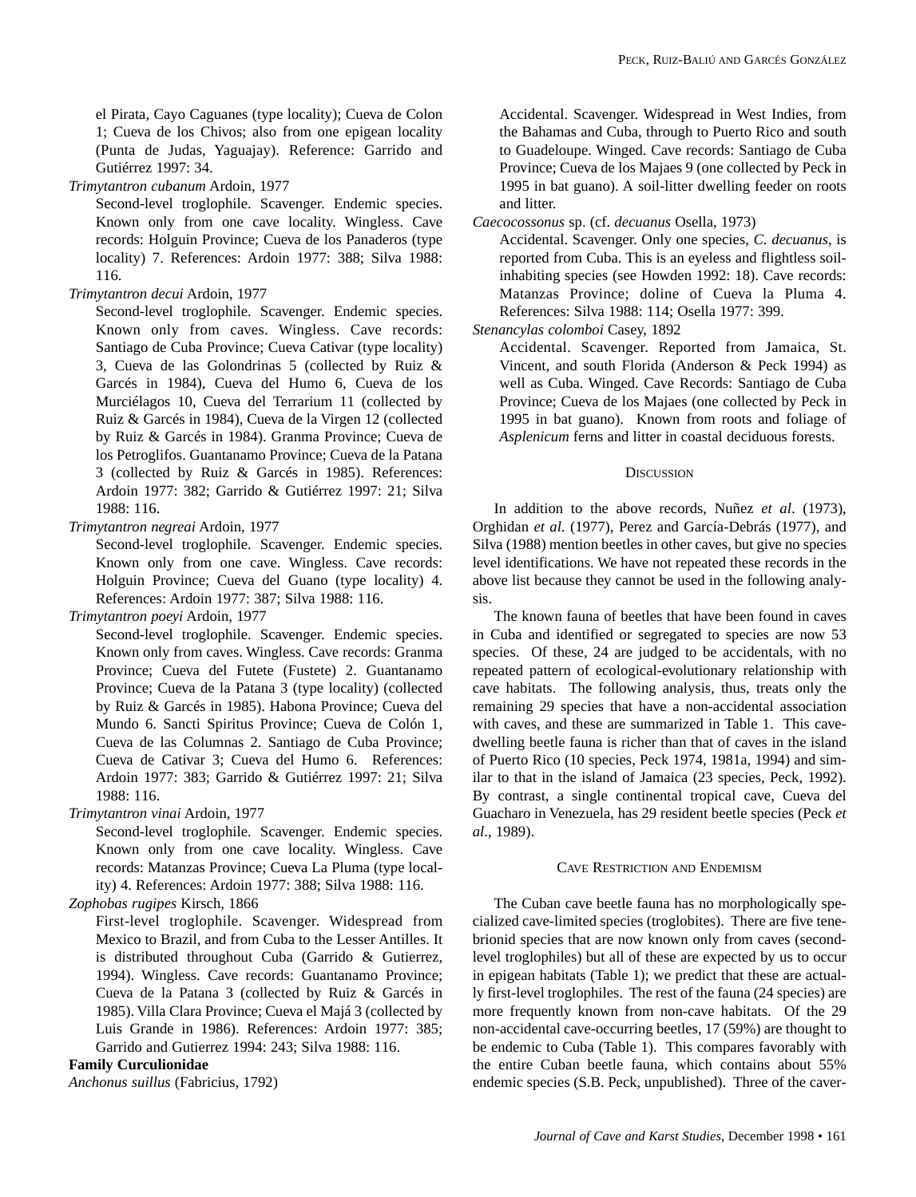el Pirata, Cayo Caguanes (type locality); Cueva de Colon 1; Cueva de los Chivos; also from one epigean locality (Punta de Judas, Yaguajay). Reference: Garrido and Gutiérrez 1997: 34.

*Trimytantron cubanum* Ardoin, 1977

Second-level troglophile. Scavenger. Endemic species. Known only from one cave locality. Wingless. Cave records: Holguin Province; Cueva de los Panaderos (type locality) 7. References: Ardoin 1977: 388; Silva 1988: 116.

*Trimytantron decui* Ardoin, 1977

Second-level troglophile. Scavenger. Endemic species. Known only from caves. Wingless. Cave records: Santiago de Cuba Province; Cueva Cativar (type locality) 3, Cueva de las Golondrinas 5 (collected by Ruiz & Garcés in 1984), Cueva del Humo 6, Cueva de los Murciélagos 10, Cueva del Terrarium 11 (collected by Ruiz & Garcés in 1984), Cueva de la Virgen 12 (collected by Ruiz & Garcés in 1984). Granma Province; Cueva de los Petroglifos. Guantanamo Province; Cueva de la Patana 3 (collected by Ruiz & Garcés in 1985). References: Ardoin 1977: 382; Garrido & Gutiérrez 1997: 21; Silva 1988: 116.

*Trimytantron negreai* Ardoin, 1977

Second-level troglophile. Scavenger. Endemic species. Known only from one cave. Wingless. Cave records: Holguin Province; Cueva del Guano (type locality) 4. References: Ardoin 1977: 387; Silva 1988: 116.

*Trimytantron poeyi* Ardoin, 1977

Second-level troglophile. Scavenger. Endemic species. Known only from caves. Wingless. Cave records: Granma Province; Cueva del Futete (Fustete) 2. Guantanamo Province; Cueva de la Patana 3 (type locality) (collected by Ruiz & Garcés in 1985). Habona Province; Cueva del Mundo 6. Sancti Spiritus Province; Cueva de Colón 1, Cueva de las Columnas 2. Santiago de Cuba Province; Cueva de Cativar 3; Cueva del Humo 6. References: Ardoin 1977: 383; Garrido & Gutiérrez 1997: 21; Silva 1988: 116.

*Trimytantron vinai* Ardoin, 1977

Second-level troglophile. Scavenger. Endemic species. Known only from one cave locality. Wingless. Cave records: Matanzas Province; Cueva La Pluma (type locality) 4. References: Ardoin 1977: 388; Silva 1988: 116.

*Zophobas rugipes* Kirsch, 1866

First-level troglophile. Scavenger. Widespread from Mexico to Brazil, and from Cuba to the Lesser Antilles. It is distributed throughout Cuba (Garrido & Gutierrez, 1994). Wingless. Cave records: Guantanamo Province; Cueva de la Patana 3 (collected by Ruiz & Garcés in 1985). Villa Clara Province; Cueva el Majá 3 (collected by Luis Grande in 1986). References: Ardoin 1977: 385; Garrido and Gutierrez 1994: 243; Silva 1988: 116.

**Family Curculionidae**

*Anchonus suillus* (Fabricius, 1792)

Accidental. Scavenger. Widespread in West Indies, from the Bahamas and Cuba, through to Puerto Rico and south to Guadeloupe. Winged. Cave records: Santiago de Cuba Province; Cueva de los Majaes 9 (one collected by Peck in 1995 in bat guano). A soil-litter dwelling feeder on roots and litter.

*Caecocossonus* sp. (cf. *decuanus* Osella, 1973)

Accidental. Scavenger. Only one species, *C. decuanus*, is reported from Cuba. This is an eyeless and flightless soil-inhabiting species (see Howden 1992: 18). Cave records: Matanzas Province; doline of Cueva la Pluma 4. References: Silva 1988: 114; Osella 1977: 399.

*Stenancylas colomboi* Casey, 1892

Accidental. Scavenger. Reported from Jamaica, St. Vincent, and south Florida (Anderson & Peck 1994) as well as Cuba. Winged. Cave Records: Santiago de Cuba Province; Cueva de los Majaes (one collected by Peck in 1995 in bat guano). Known from roots and foliage of *Asplenicum* ferns and litter in coastal deciduous forests.

## Discussion

In addition to the above records, Nuñez *et al*. (1973), Orghidan *et al*. (1977), Perez and García-Debrás (1977), and Silva (1988) mention beetles in other caves, but give no species level identifications. We have not repeated these records in the above list because they cannot be used in the following analysis.

The known fauna of beetles that have been found in caves in Cuba and identified or segregated to species are now 53 species. Of these, 24 are judged to be accidentals, with no repeated pattern of ecological-evolutionary relationship with cave habitats. The following analysis, thus, treats only the remaining 29 species that have a non-accidental association with caves, and these are summarized in Table 1. This cave-dwelling beetle fauna is richer than that of caves in the island of Puerto Rico (10 species, Peck 1974, 1981a, 1994) and similar to that in the island of Jamaica (23 species, Peck, 1992). By contrast, a single continental tropical cave, Cueva del Guacharo in Venezuela, has 29 resident beetle species (Peck *et al*., 1989).

## Cave Restriction and Endemism

The Cuban cave beetle fauna has no morphologically specialized cave-limited species (troglobites). There are five tenebrionid species that are now known only from caves (second-level troglophiles) but all of these are expected by us to occur in epigean habitats (Table 1); we predict that these are actually first-level troglophiles. The rest of the fauna (24 species) are more frequently known from non-cave habitats. Of the 29 non-accidental cave-occurring beetles, 17 (59%) are thought to be endemic to Cuba (Table 1). This compares favorably with the entire Cuban beetle fauna, which contains about 55% endemic species (S.B. Peck, unpublished). Three of the caver-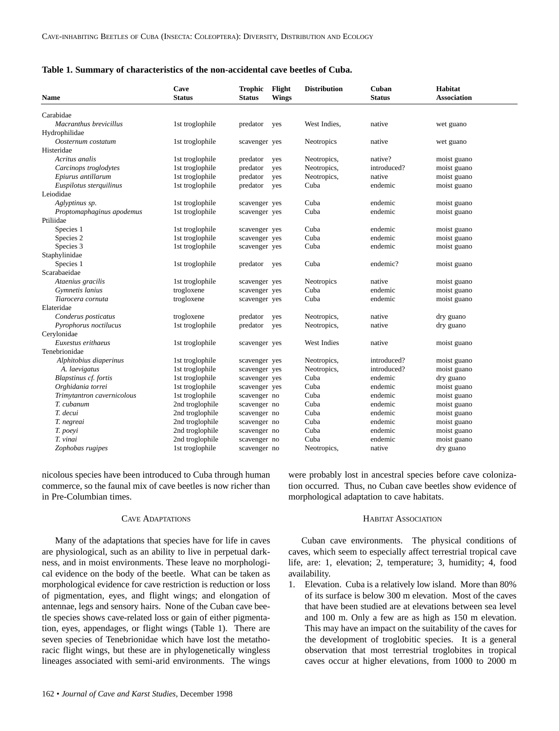**Table 1. Summary of characteristics of the non-accidental cave beetles of Cuba.**

| Name | Cave Status | Trophic Status | Flight Wings | Distribution | Cuban Status | Habitat Association |
|---|---|---|---|---|---|---|
| Carabidae | | | | | | |
| *Macranthus brevicillus* | 1st troglophile | predator | yes | West Indies, | native | wet guano |
| Hydrophilidae | | | | | | |
| *Oosternum costatum* | 1st troglophile | scavenger | yes | Neotropics | native | wet guano |
| Histeridae | | | | | | |
| *Acritus analis* | 1st troglophile | predator | yes | Neotropics, | native? | moist guano |
| *Carcinops troglodytes* | 1st troglophile | predator | yes | Neotropics, | introduced? | moist guano |
| *Epiurus antillarum* | 1st troglophile | predator | yes | Neotropics, | native | moist guano |
| *Euspilotus sterquilinus* | 1st troglophile | predator | yes | Cuba | endemic | moist guano |
| Leiodidae | | | | | | |
| *Aglyptinus sp.* | 1st troglophile | scavenger | yes | Cuba | endemic | moist guano |
| *Proptomaphaginus apodemus* | 1st troglophile | scavenger | yes | Cuba | endemic | moist guano |
| Ptiliidae | | | | | | |
| Species 1 | 1st troglophile | scavenger | yes | Cuba | endemic | moist guano |
| Species 2 | 1st troglophile | scavenger | yes | Cuba | endemic | moist guano |
| Species 3 | 1st troglophile | scavenger | yes | Cuba | endemic | moist guano |
| Staphylinidae | | | | | | |
| Species 1 | 1st troglophile | predator | yes | Cuba | endemic? | moist guano |
| Scarabaeidae | | | | | | |
| *Ataenius gracilis* | 1st troglophile | scavenger | yes | Neotropics | native | moist guano |
| *Gymnetis lanius* | trogloxene | scavenger | yes | Cuba | endemic | moist guano |
| *Tiarocera cornuta* | trogloxene | scavenger | yes | Cuba | endemic | moist guano |
| Elateridae | | | | | | |
| *Conderus posticatus* | trogloxene | predator | yes | Neotropics, | native | dry guano |
| *Pyrophorus noctilucus* | 1st troglophile | predator | yes | Neotropics, | native | dry guano |
| Cerylonidae | | | | | | |
| *Euxestus erithaeus* | 1st troglophile | scavenger | yes | West Indies | native | moist guano |
| Tenebrionidae | | | | | | |
| *Alphitobius diaperinus* | 1st troglophile | scavenger | yes | Neotropics, | introduced? | moist guano |
| *A. laevigatus* | 1st troglophile | scavenger | yes | Neotropics, | introduced? | moist guano |
| *Blapstinus cf. fortis* | 1st troglophile | scavenger | yes | Cuba | endemic | dry guano |
| *Orghidania torrei* | 1st troglophile | scavenger | yes | Cuba | endemic | moist guano |
| *Trimytantron cavernicolous* | 1st troglophile | scavenger | no | Cuba | endemic | moist guano |
| *T. cubanum* | 2nd troglophile | scavenger | no | Cuba | endemic | moist guano |
| *T. decui* | 2nd troglophile | scavenger | no | Cuba | endemic | moist guano |
| *T. negreai* | 2nd troglophile | scavenger | no | Cuba | endemic | moist guano |
| *T. poeyi* | 2nd troglophile | scavenger | no | Cuba | endemic | moist guano |
| *T. vinai* | 2nd troglophile | scavenger | no | Cuba | endemic | moist guano |
| *Zophobas rugipes* | 1st troglophile | scavenger | no | Neotropics, | native | dry guano |

nicolous species have been introduced to Cuba through human commerce, so the faunal mix of cave beetles is now richer than in Pre-Columbian times.

## Cave Adaptations

Many of the adaptations that species have for life in caves are physiological, such as an ability to live in perpetual darkness, and in moist environments. These leave no morphological evidence on the body of the beetle. What can be taken as morphological evidence for cave restriction is reduction or loss of pigmentation, eyes, and flight wings; and elongation of antennae, legs and sensory hairs. None of the Cuban cave beetle species shows cave-related loss or gain of either pigmentation, eyes, appendages, or flight wings (Table 1). There are seven species of Tenebrionidae which have lost the metathoracic flight wings, but these are in phylogenetically wingless lineages associated with semi-arid environments. The wings were probably lost in ancestral species before cave colonization occurred. Thus, no Cuban cave beetles show evidence of morphological adaptation to cave habitats.

## Habitat Association

Cuban cave environments. The physical conditions of caves, which seem to especially affect terrestrial tropical cave life, are: 1, elevation; 2, temperature; 3, humidity; 4, food availability.

1. Elevation. Cuba is a relatively low island. More than 80% of its surface is below 300 m elevation. Most of the caves that have been studied are at elevations between sea level and 100 m. Only a few are as high as 150 m elevation. This may have an impact on the suitability of the caves for the development of troglobitic species. It is a general observation that most terrestrial troglobites in tropical caves occur at higher elevations, from 1000 to 2000 m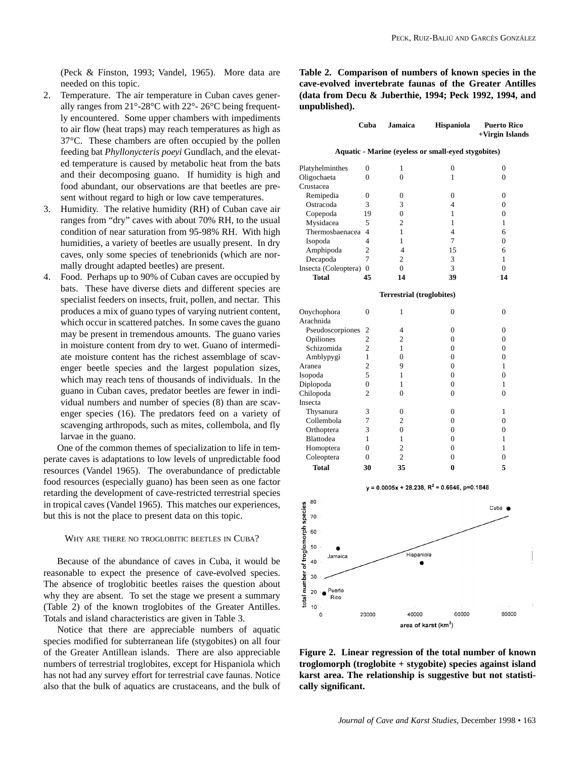(Peck & Finston, 1993; Vandel, 1965). More data are needed on this topic.

2. Temperature. The air temperature in Cuban caves generally ranges from 21°-28°C with 22°- 26°C being frequently encountered. Some upper chambers with impediments to air flow (heat traps) may reach temperatures as high as 37°C. These chambers are often occupied by the pollen feeding bat *Phyllonycteris poeyi* Gundlach, and the elevated temperature is caused by metabolic heat from the bats and their decomposing guano. If humidity is high and food abundant, our observations are that beetles are present without regard to high or low cave temperatures.
3. Humidity. The relative humidity (RH) of Cuban cave air ranges from "dry" caves with about 70% RH, to the usual condition of near saturation from 95-98% RH. With high humidities, a variety of beetles are usually present. In dry caves, only some species of tenebrionids (which are normally drought adapted beetles) are present.
4. Food. Perhaps up to 90% of Cuban caves are occupied by bats. These have diverse diets and different species are specialist feeders on insects, fruit, pollen, and nectar. This produces a mix of guano types of varying nutrient content, which occur in scattered patches. In some caves the guano may be present in tremendous amounts. The guano varies in moisture content from dry to wet. Guano of intermediate moisture content has the richest assemblage of scavenger beetle species and the largest population sizes, which may reach tens of thousands of individuals. In the guano in Cuban caves, predator beetles are fewer in individual numbers and number of species (8) than are scavenger species (16). The predators feed on a variety of scavenging arthropods, such as mites, collembola, and fly larvae in the guano.

One of the common themes of specialization to life in temperate caves is adaptations to low levels of unpredictable food resources (Vandel 1965). The overabundance of predictable food resources (especially guano) has been seen as one factor retarding the development of cave-restricted terrestrial species in tropical caves (Vandel 1965). This matches our experiences, but this is not the place to present data on this topic.

## WHY ARE THERE NO TROGLOBITIC BEETLES IN CUBA?

Because of the abundance of caves in Cuba, it would be reasonable to expect the presence of cave-evolved species. The absence of troglobitic beetles raises the question about why they are absent. To set the stage we present a summary (Table 2) of the known troglobites of the Greater Antilles. Totals and island characteristics are given in Table 3.

Notice that there are appreciable numbers of aquatic species modified for subterranean life (stygobites) on all four of the Greater Antillean islands. There are also appreciable numbers of terrestrial troglobites, except for Hispaniola which has not had any survey effort for terrestrial cave faunas. Notice also that the bulk of aquatics are crustaceans, and the bulk of

**Table 2. Comparison of numbers of known species in the cave-evolved invertebrate faunas of the Greater Antilles (data from Decu & Juberthie, 1994; Peck 1992, 1994, and unpublished).**

| | Cuba | Jamaica | Hispaniola | Puerto Rico +Virgin Islands |
|---|---|---|---|---|
| **Aquatic - Marine (eyeless or small-eyed stygobites)** | | | | |
| Platyhelminthes | 0 | 1 | 0 | 0 |
| Oligochaeta | 0 | 0 | 1 | 0 |
| Crustacea | | | | |
| Remipedia | 0 | 0 | 0 | 0 |
| Ostracoda | 3 | 3 | 4 | 0 |
| Copepoda | 19 | 0 | 1 | 0 |
| Mysidacea | 5 | 2 | 1 | 1 |
| Thermosbaenacea | 4 | 1 | 4 | 6 |
| Isopoda | 4 | 1 | 7 | 0 |
| Amphipoda | 2 | 4 | 15 | 6 |
| Decapoda | 7 | 2 | 3 | 1 |
| Insecta (Coleoptera) | 0 | 0 | 3 | 0 |
| **Total** | **45** | **14** | **39** | **14** |
| **Terrestrial (troglobites)** | | | | |
| Onychophora | 0 | 1 | 0 | 0 |
| Arachnida | | | | |
| Pseudoscorpiones | 2 | 4 | 0 | 0 |
| Opiliones | 2 | 2 | 0 | 0 |
| Schizomida | 2 | 1 | 0 | 0 |
| Amblypygi | 1 | 0 | 0 | 0 |
| Aranea | 2 | 9 | 0 | 1 |
| Isopoda | 5 | 1 | 0 | 0 |
| Diplopoda | 0 | 1 | 0 | 1 |
| Chilopoda | 2 | 0 | 0 | 0 |
| Insecta | | | | |
| Thysanura | 3 | 0 | 0 | 1 |
| Collembola | 7 | 2 | 0 | 0 |
| Orthoptera | 3 | 0 | 0 | 0 |
| Blattodea | 1 | 1 | 0 | 1 |
| Homoptera | 0 | 2 | 0 | 1 |
| Coleoptera | 0 | 2 | 0 | 0 |
| **Total** | **30** | **35** | **0** | **5** |

$y = 0.0005x + 28.238$, $R^2 = 0.6646$, $p=0.1848$

**Figure 2. Linear regression of the total number of known troglomorph (troglobite + stygobite) species against island karst area. The relationship is suggestive but not statistically significant.**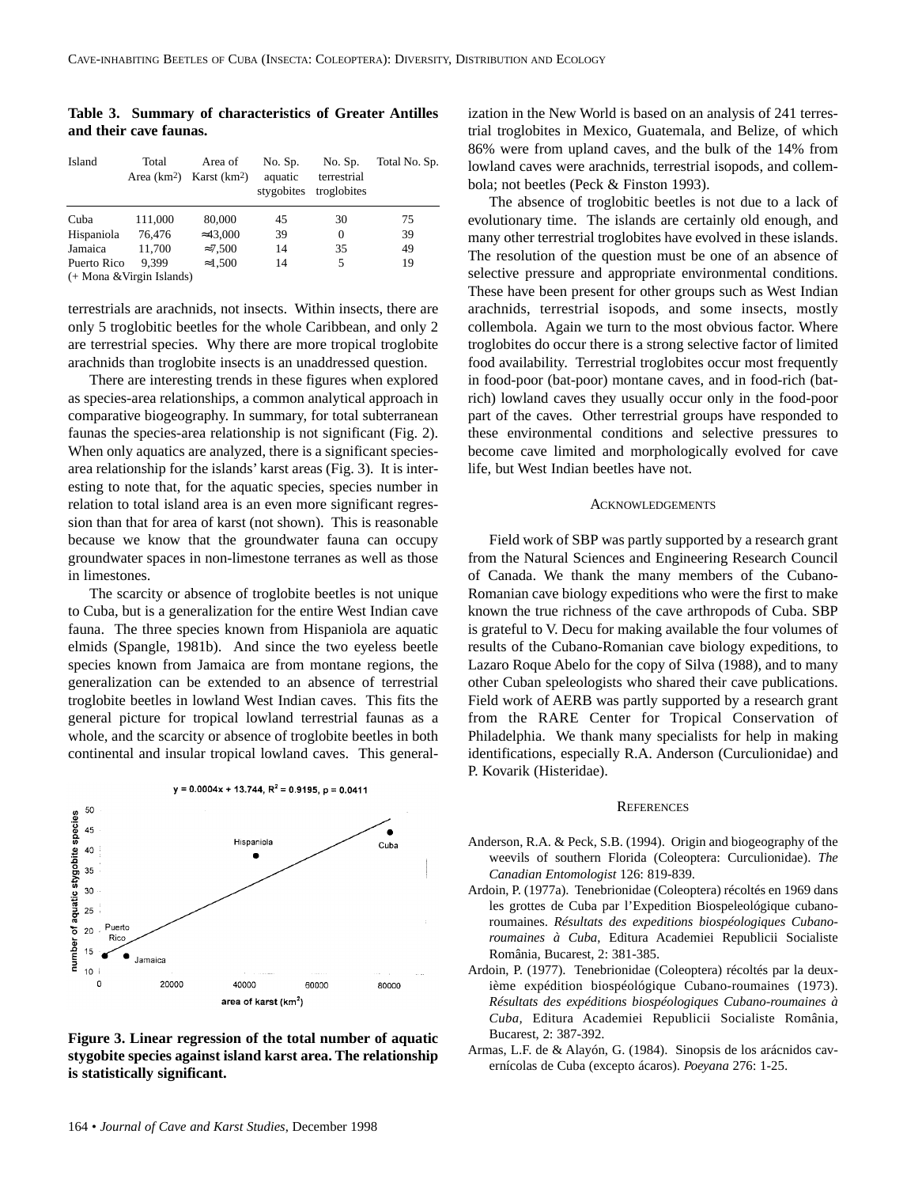**Table 3. Summary of characteristics of Greater Antilles and their cave faunas.**

| Island | Total Area (km²) | Area of Karst (km²) | No. Sp. aquatic stygobites | No. Sp. terrestrial troglobites | Total No. Sp. |
|---|---|---|---|---|---|
| Cuba | 111,000 | 80,000 | 45 | 30 | 75 |
| Hispaniola | 76,476 | ≈43,000 | 39 | 0 | 39 |
| Jamaica | 11,700 | ≈7,500 | 14 | 35 | 49 |
| Puerto Rico (+ Mona &Virgin Islands) | 9,399 | ≈1,500 | 14 | 5 | 19 |

terrestrials are arachnids, not insects. Within insects, there are only 5 troglobitic beetles for the whole Caribbean, and only 2 are terrestrial species. Why there are more tropical troglobite arachnids than troglobite insects is an unaddressed question.

There are interesting trends in these figures when explored as species-area relationships, a common analytical approach in comparative biogeography. In summary, for total subterranean faunas the species-area relationship is not significant (Fig. 2). When only aquatics are analyzed, there is a significant species-area relationship for the islands' karst areas (Fig. 3). It is interesting to note that, for the aquatic species, species number in relation to total island area is an even more significant regression than that for area of karst (not shown). This is reasonable because we know that the groundwater fauna can occupy groundwater spaces in non-limestone terranes as well as those in limestones.

The scarcity or absence of troglobite beetles is not unique to Cuba, but is a generalization for the entire West Indian cave fauna. The three species known from Hispaniola are aquatic elmids (Spangle, 1981b). And since the two eyeless beetle species known from Jamaica are from montane regions, the generalization can be extended to an absence of terrestrial troglobite beetles in lowland West Indian caves. This fits the general picture for tropical lowland terrestrial faunas as a whole, and the scarcity or absence of troglobite beetles in both continental and insular tropical lowland caves. This generalization in the New World is based on an analysis of 241 terrestrial troglobites in Mexico, Guatemala, and Belize, of which 86% were from upland caves, and the bulk of the 14% from lowland caves were arachnids, terrestrial isopods, and collembola; not beetles (Peck & Finston 1993).

$y = 0.0004x + 13.744$, $R^2 = 0.9195$, $p = 0.0411$

**Figure 3. Linear regression of the total number of aquatic stygobite species against island karst area. The relationship is statistically significant.**

The absence of troglobitic beetles is not due to a lack of evolutionary time. The islands are certainly old enough, and many other terrestrial troglobites have evolved in these islands. The resolution of the question must be one of an absence of selective pressure and appropriate environmental conditions. These have been present for other groups such as West Indian arachnids, terrestrial isopods, and some insects, mostly collembola. Again we turn to the most obvious factor. Where troglobites do occur there is a strong selective factor of limited food availability. Terrestrial troglobites occur most frequently in food-poor (bat-poor) montane caves, and in food-rich (bat-rich) lowland caves they usually occur only in the food-poor part of the caves. Other terrestrial groups have responded to these environmental conditions and selective pressures to become cave limited and morphologically evolved for cave life, but West Indian beetles have not.

## Acknowledgements

Field work of SBP was partly supported by a research grant from the Natural Sciences and Engineering Research Council of Canada. We thank the many members of the Cubano-Romanian cave biology expeditions who were the first to make known the true richness of the cave arthropods of Cuba. SBP is grateful to V. Decu for making available the four volumes of results of the Cubano-Romanian cave biology expeditions, to Lazaro Roque Abelo for the copy of Silva (1988), and to many other Cuban speleologists who shared their cave publications. Field work of AERB was partly supported by a research grant from the RARE Center for Tropical Conservation of Philadelphia. We thank many specialists for help in making identifications, especially R.A. Anderson (Curculionidae) and P. Kovarik (Histeridae).

## References

Anderson, R.A. & Peck, S.B. (1994). Origin and biogeography of the weevils of southern Florida (Coleoptera: Curculionidae). *The Canadian Entomologist* 126: 819-839.

Ardoin, P. (1977a). Tenebrionidae (Coleoptera) récoltés en 1969 dans les grottes de Cuba par l'Expedition Biospeleológique cubano-roumaines. *Résultats des expeditions biospéologiques Cubano-roumaines à Cuba*, Editura Academiei Republicii Socialiste România, Bucarest, 2: 381-385.

Ardoin, P. (1977). Tenebrionidae (Coleoptera) récoltés par la deuxième expédition biospéológique Cubano-roumaines (1973). *Résultats des expéditions biospéologiques Cubano-roumaines à Cuba*, Editura Academiei Republicii Socialiste România, Bucarest, 2: 387-392.

Armas, L.F. de & Alayón, G. (1984). Sinopsis de los arácnidos cavernícolas de Cuba (excepto ácaros). *Poeyana* 276: 1-25.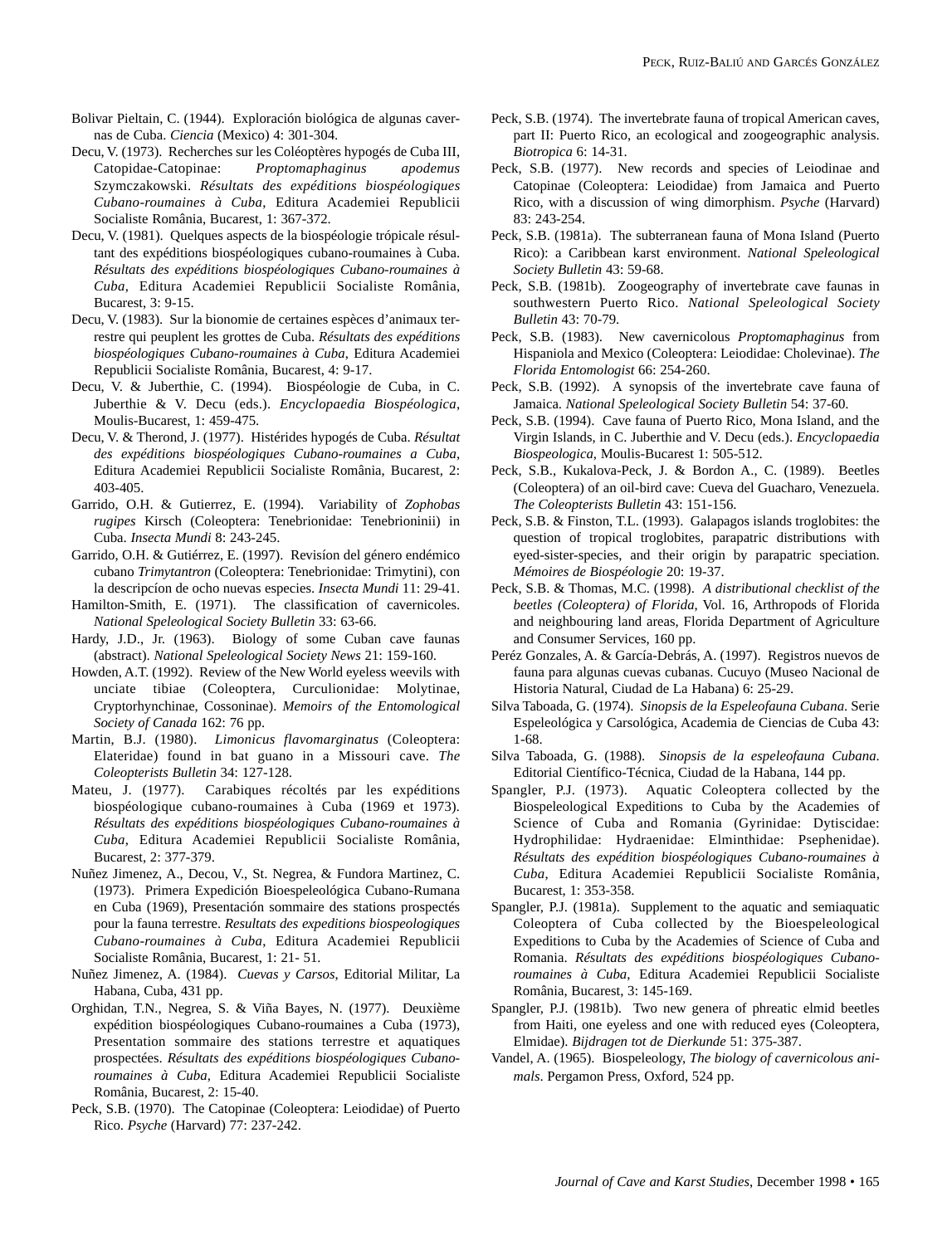Bolivar Pieltain, C. (1944). Exploración biológica de algunas cavernas de Cuba. *Ciencia* (Mexico) 4: 301-304.

Decu, V. (1973). Recherches sur les Coléoptères hypogés de Cuba III, Catopidae-Catopinae: *Proptomaphaginus apodemus* Szymczakowski. *Résultats des expéditions biospéologiques Cubano-roumaines à Cuba*, Editura Academiei Republicii Socialiste România, Bucarest, 1: 367-372.

Decu, V. (1981). Quelques aspects de la biospéologie trópicale résultant des expéditions biospéologiques cubano-roumaines à Cuba. *Résultats des expéditions biospéologiques Cubano-roumaines à Cuba*, Editura Academiei Republicii Socialiste România, Bucarest, 3: 9-15.

Decu, V. (1983). Sur la bionomie de certaines espèces d'animaux terrestre qui peuplent les grottes de Cuba. *Résultats des expéditions biospéologiques Cubano-roumaines à Cuba*, Editura Academiei Republicii Socialiste România, Bucarest, 4: 9-17.

Decu, V. & Juberthie, C. (1994). Biospéologie de Cuba, in C. Juberthie & V. Decu (eds.). *Encyclopaedia Biospéologica*, Moulis-Bucarest, 1: 459-475.

Decu, V. & Therond, J. (1977). Histérides hypogés de Cuba. *Résultat des expéditions biospéologiques Cubano-roumaines a Cuba*, Editura Academiei Republicii Socialiste România, Bucarest, 2: 403-405.

Garrido, O.H. & Gutierrez, E. (1994). Variability of *Zophobas rugipes* Kirsch (Coleoptera: Tenebrionidae: Tenebrioninii) in Cuba. *Insecta Mundi* 8: 243-245.

Garrido, O.H. & Gutiérrez, E. (1997). Revisíon del género endémico cubano *Trimytantron* (Coleoptera: Tenebrionidae: Trimytini), con la descripcíon de ocho nuevas especies. *Insecta Mundi* 11: 29-41.

Hamilton-Smith, E. (1971). The classification of cavernicoles. *National Speleological Society Bulletin* 33: 63-66.

Hardy, J.D., Jr. (1963). Biology of some Cuban cave faunas (abstract). *National Speleological Society News* 21: 159-160.

Howden, A.T. (1992). Review of the New World eyeless weevils with unciate tibiae (Coleoptera, Curculionidae: Molytinae, Cryptorhynchinae, Cossoninae). *Memoirs of the Entomological Society of Canada* 162: 76 pp.

Martin, B.J. (1980). *Limonicus flavomarginatus* (Coleoptera: Elateridae) found in bat guano in a Missouri cave. *The Coleopterists Bulletin* 34: 127-128.

Mateu, J. (1977). Carabiques récoltés par les expéditions biospéologique cubano-roumaines à Cuba (1969 et 1973). *Résultats des expéditions biospéologiques Cubano-roumaines à Cuba*, Editura Academiei Republicii Socialiste România, Bucarest, 2: 377-379.

Nuñez Jimenez, A., Decou, V., St. Negrea, & Fundora Martinez, C. (1973). Primera Expedición Bioespeleológica Cubano-Rumana en Cuba (1969), Presentación sommaire des stations prospectés pour la fauna terrestre. *Resultats des expeditions biospeologiques Cubano-roumaines à Cuba*, Editura Academiei Republicii Socialiste România, Bucarest, 1: 21- 51.

Nuñez Jimenez, A. (1984). *Cuevas y Carsos*, Editorial Militar, La Habana, Cuba, 431 pp.

Orghidan, T.N., Negrea, S. & Viña Bayes, N. (1977). Deuxième expédition biospéologiques Cubano-roumaines a Cuba (1973), Presentation sommaire des stations terrestre et aquatiques prospectées. *Résultats des expéditions biospéologiques Cubano-roumaines à Cuba*, Editura Academiei Republicii Socialiste România, Bucarest, 2: 15-40.

Peck, S.B. (1970). The Catopinae (Coleoptera: Leiodidae) of Puerto Rico. *Psyche* (Harvard) 77: 237-242.

Peck, S.B. (1974). The invertebrate fauna of tropical American caves, part II: Puerto Rico, an ecological and zoogeographic analysis. *Biotropica* 6: 14-31.

Peck, S.B. (1977). New records and species of Leiodinae and Catopinae (Coleoptera: Leiodidae) from Jamaica and Puerto Rico, with a discussion of wing dimorphism. *Psyche* (Harvard) 83: 243-254.

Peck, S.B. (1981a). The subterranean fauna of Mona Island (Puerto Rico): a Caribbean karst environment. *National Speleological Society Bulletin* 43: 59-68.

Peck, S.B. (1981b). Zoogeography of invertebrate cave faunas in southwestern Puerto Rico. *National Speleological Society Bulletin* 43: 70-79.

Peck, S.B. (1983). New cavernicolous *Proptomaphaginus* from Hispaniola and Mexico (Coleoptera: Leiodidae: Cholevinae). *The Florida Entomologist* 66: 254-260.

Peck, S.B. (1992). A synopsis of the invertebrate cave fauna of Jamaica. *National Speleological Society Bulletin* 54: 37-60.

Peck, S.B. (1994). Cave fauna of Puerto Rico, Mona Island, and the Virgin Islands, in C. Juberthie and V. Decu (eds.). *Encyclopaedia Biospeologica*, Moulis-Bucarest 1: 505-512.

Peck, S.B., Kukalova-Peck, J. & Bordon A., C. (1989). Beetles (Coleoptera) of an oil-bird cave: Cueva del Guacharo, Venezuela. *The Coleopterists Bulletin* 43: 151-156.

Peck, S.B. & Finston, T.L. (1993). Galapagos islands troglobites: the question of tropical troglobites, parapatric distributions with eyed-sister-species, and their origin by parapatric speciation. *Mémoires de Biospéologie* 20: 19-37.

Peck, S.B. & Thomas, M.C. (1998). *A distributional checklist of the beetles (Coleoptera) of Florida*, Vol. 16, Arthropods of Florida and neighbouring land areas, Florida Department of Agriculture and Consumer Services, 160 pp.

Peréz Gonzales, A. & García-Debrás, A. (1997). Registros nuevos de fauna para algunas cuevas cubanas. Cucuyo (Museo Nacional de Historia Natural, Ciudad de La Habana) 6: 25-29.

Silva Taboada, G. (1974). *Sinopsis de la Espeleofauna Cubana*. Serie Espeleológica y Carsológica, Academia de Ciencias de Cuba 43: 1-68.

Silva Taboada, G. (1988). *Sinopsis de la espeleofauna Cubana*. Editorial Científico-Técnica, Ciudad de la Habana, 144 pp.

Spangler, P.J. (1973). Aquatic Coleoptera collected by the Biospeleological Expeditions to Cuba by the Academies of Science of Cuba and Romania (Gyrinidae: Dytiscidae: Hydrophilidae: Hydraenidae: Elminthidae: Psephenidae). *Résultats des expédition biospéologiques Cubano-roumaines à Cuba*, Editura Academiei Republicii Socialiste România, Bucarest, 1: 353-358.

Spangler, P.J. (1981a). Supplement to the aquatic and semiaquatic Coleoptera of Cuba collected by the Bioespeleological Expeditions to Cuba by the Academies of Science of Cuba and Romania. *Résultats des expéditions biospéologiques Cubano-roumaines à Cuba*, Editura Academiei Republicii Socialiste România, Bucarest, 3: 145-169.

Spangler, P.J. (1981b). Two new genera of phreatic elmid beetles from Haiti, one eyeless and one with reduced eyes (Coleoptera, Elmidae). *Bijdragen tot de Dierkunde* 51: 375-387.

Vandel, A. (1965). Biospeleology, *The biology of cavernicolous animals*. Pergamon Press, Oxford, 524 pp.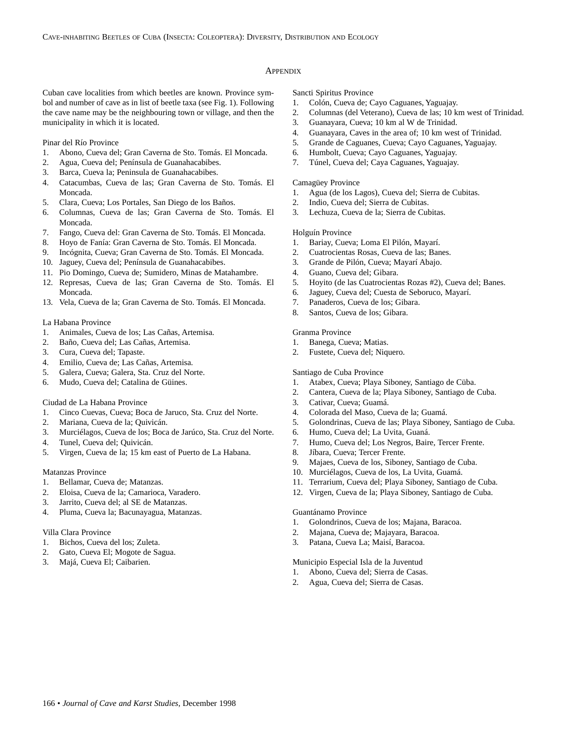## Appendix

Cuban cave localities from which beetles are known. Province symbol and number of cave as in list of beetle taxa (see Fig. 1). Following the cave name may be the neighbouring town or village, and then the municipality in which it is located.

Pinar del Río Province

1. Abono, Cueva del; Gran Caverna de Sto. Tomás. El Moncada.
2. Agua, Cueva del; Península de Guanahacabibes.
3. Barca, Cueva la; Peninsula de Guanahacabibes.
4. Catacumbas, Cueva de las; Gran Caverna de Sto. Tomás. El Moncada.
5. Clara, Cueva; Los Portales, San Diego de los Baños.
6. Columnas, Cueva de las; Gran Caverna de Sto. Tomás. El Moncada.
7. Fango, Cueva del: Gran Caverna de Sto. Tomás. El Moncada.
8. Hoyo de Fanía: Gran Caverna de Sto. Tomás. El Moncada.
9. Incógnita, Cueva; Gran Caverna de Sto. Tomás. El Moncada.
10. Jaguey, Cueva del; Península de Guanahacabibes.
11. Pio Domingo, Cueva de; Sumidero, Minas de Matahambre.
12. Represas, Cueva de las; Gran Caverna de Sto. Tomás. El Moncada.
13. Vela, Cueva de la; Gran Caverna de Sto. Tomás. El Moncada.

La Habana Province

1. Animales, Cueva de los; Las Cañas, Artemisa.
2. Baño, Cueva del; Las Cañas, Artemisa.
3. Cura, Cueva del; Tapaste.
4. Emilio, Cueva de; Las Cañas, Artemisa.
5. Galera, Cueva; Galera, Sta. Cruz del Norte.
6. Mudo, Cueva del; Catalina de Güines.

Ciudad de La Habana Province

1. Cinco Cuevas, Cueva; Boca de Jaruco, Sta. Cruz del Norte.
2. Mariana, Cueva de la; Quivicán.
3. Murciélagos, Cueva de los; Boca de Jarúco, Sta. Cruz del Norte.
4. Tunel, Cueva del; Quivicán.
5. Virgen, Cueva de la; 15 km east of Puerto de La Habana.

Matanzas Province

1. Bellamar, Cueva de; Matanzas.
2. Eloisa, Cueva de la; Camarioca, Varadero.
3. Jarrito, Cueva del; al SE de Matanzas.
4. Pluma, Cueva la; Bacunayagua, Matanzas.

Villa Clara Province

1. Bichos, Cueva del los; Zuleta.
2. Gato, Cueva El; Mogote de Sagua.
3. Majá, Cueva El; Caibarien.

Sancti Spiritus Province

1. Colón, Cueva de; Cayo Caguanes, Yaguajay.
2. Columnas (del Veterano), Cueva de las; 10 km west of Trinidad.
3. Guanayara, Cueva; 10 km al W de Trinidad.
4. Guanayara, Caves in the area of; 10 km west of Trinidad.
5. Grande de Caguanes, Cueva; Cayo Caguanes, Yaguajay.
6. Humbolt, Cueva; Cayo Caguanes, Yaguajay.
7. Túnel, Cueva del; Caya Caguanes, Yaguajay.

Camagüey Province

1. Agua (de los Lagos), Cueva del; Sierra de Cubitas.
2. Indio, Cueva del; Sierra de Cubitas.
3. Lechuza, Cueva de la; Sierra de Cubitas.

Holguín Province

1. Bariay, Cueva; Loma El Pilón, Mayarí.
2. Cuatrocientas Rosas, Cueva de las; Banes.
3. Grande de Pilón, Cueva; Mayarí Abajo.
4. Guano, Cueva del; Gibara.
5. Hoyito (de las Cuatrocientas Rozas #2), Cueva del; Banes.
6. Jaguey, Cueva del; Cuesta de Seboruco, Mayarí.
7. Panaderos, Cueva de los; Gibara.
8. Santos, Cueva de los; Gibara.

Granma Province

1. Banega, Cueva; Matias.
2. Fustete, Cueva del; Niquero.

Santiago de Cuba Province

1. Atabex, Cueva; Playa Siboney, Santiago de Cüba.
2. Cantera, Cueva de la; Playa Siboney, Santiago de Cuba.
3. Cativar, Cueva; Guamá.
4. Colorada del Maso, Cueva de la; Guamá.
5. Golondrinas, Cueva de las; Playa Siboney, Santiago de Cuba.
6. Humo, Cueva del; La Uvita, Guaná.
7. Humo, Cueva del; Los Negros, Baire, Tercer Frente.
8. Jíbara, Cueva; Tercer Frente.
9. Majaes, Cueva de los, Siboney, Santiago de Cuba.
10. Murciélagos, Cueva de los, La Uvita, Guamá.
11. Terrarium, Cueva del; Playa Siboney, Santiago de Cuba.
12. Virgen, Cueva de la; Playa Siboney, Santiago de Cuba.

Guantánamo Province

1. Golondrinos, Cueva de los; Majana, Baracoa.
2. Majana, Cueva de; Majayara, Baracoa.
3. Patana, Cueva La; Maisí, Baracoa.

Municipio Especial Isla de la Juventud

1. Abono, Cueva del; Sierra de Casas.
2. Agua, Cueva del; Sierra de Casas.